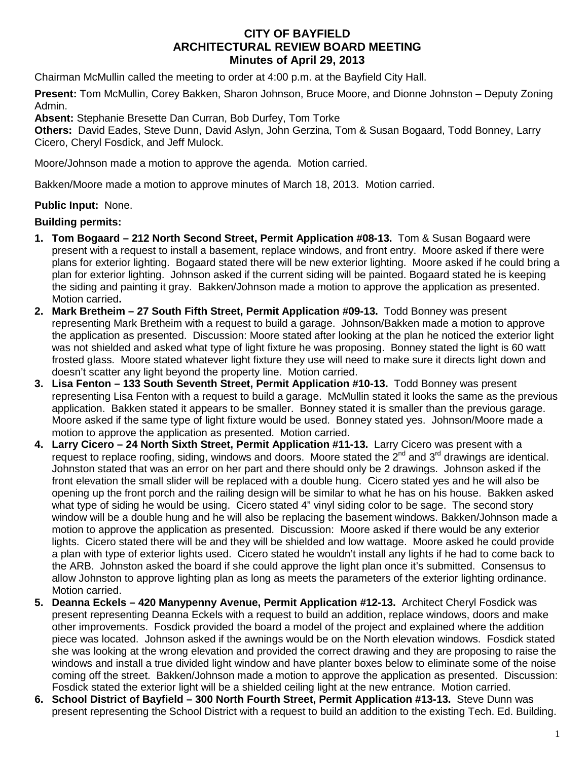# CITY OF BAYFIELD
# ARCHITECTURAL REVIEW BOARD MEETING
## Minutes of April 29, 2013

Chairman McMullin called the meeting to order at 4:00 p.m. at the Bayfield City Hall.

**Present:** Tom McMullin, Corey Bakken, Sharon Johnson, Bruce Moore, and Dionne Johnston – Deputy Zoning Admin.
**Absent:** Stephanie Bresette Dan Curran, Bob Durfey, Tom Torke
**Others:** David Eades, Steve Dunn, David Aslyn, John Gerzina, Tom & Susan Bogaard, Todd Bonney, Larry Cicero, Cheryl Fosdick, and Jeff Mulock.

Moore/Johnson made a motion to approve the agenda. Motion carried.

Bakken/Moore made a motion to approve minutes of March 18, 2013. Motion carried.

**Public Input:** None.

**Building permits:**

1. **Tom Bogaard – 212 North Second Street, Permit Application #08-13.** Tom & Susan Bogaard were present with a request to install a basement, replace windows, and front entry. Moore asked if there were plans for exterior lighting. Bogaard stated there will be new exterior lighting. Moore asked if he could bring a plan for exterior lighting. Johnson asked if the current siding will be painted. Bogaard stated he is keeping the siding and painting it gray. Bakken/Johnson made a motion to approve the application as presented. Motion carried**.**
2. **Mark Bretheim – 27 South Fifth Street, Permit Application #09-13.** Todd Bonney was present representing Mark Bretheim with a request to build a garage. Johnson/Bakken made a motion to approve the application as presented. Discussion: Moore stated after looking at the plan he noticed the exterior light was not shielded and asked what type of light fixture he was proposing. Bonney stated the light is 60 watt frosted glass. Moore stated whatever light fixture they use will need to make sure it directs light down and doesn't scatter any light beyond the property line. Motion carried.
3. **Lisa Fenton – 133 South Seventh Street, Permit Application #10-13.** Todd Bonney was present representing Lisa Fenton with a request to build a garage. McMullin stated it looks the same as the previous application. Bakken stated it appears to be smaller. Bonney stated it is smaller than the previous garage. Moore asked if the same type of light fixture would be used. Bonney stated yes. Johnson/Moore made a motion to approve the application as presented. Motion carried.
4. **Larry Cicero – 24 North Sixth Street, Permit Application #11-13.** Larry Cicero was present with a request to replace roofing, siding, windows and doors. Moore stated the 2nd and 3rd drawings are identical. Johnston stated that was an error on her part and there should only be 2 drawings. Johnson asked if the front elevation the small slider will be replaced with a double hung. Cicero stated yes and he will also be opening up the front porch and the railing design will be similar to what he has on his house. Bakken asked what type of siding he would be using. Cicero stated 4" vinyl siding color to be sage. The second story window will be a double hung and he will also be replacing the basement windows. Bakken/Johnson made a motion to approve the application as presented. Discussion: Moore asked if there would be any exterior lights. Cicero stated there will be and they will be shielded and low wattage. Moore asked he could provide a plan with type of exterior lights used. Cicero stated he wouldn't install any lights if he had to come back to the ARB. Johnston asked the board if she could approve the light plan once it's submitted. Consensus to allow Johnston to approve lighting plan as long as meets the parameters of the exterior lighting ordinance. Motion carried.
5. **Deanna Eckels – 420 Manypenny Avenue, Permit Application #12-13.** Architect Cheryl Fosdick was present representing Deanna Eckels with a request to build an addition, replace windows, doors and make other improvements. Fosdick provided the board a model of the project and explained where the addition piece was located. Johnson asked if the awnings would be on the North elevation windows. Fosdick stated she was looking at the wrong elevation and provided the correct drawing and they are proposing to raise the windows and install a true divided light window and have planter boxes below to eliminate some of the noise coming off the street. Bakken/Johnson made a motion to approve the application as presented. Discussion: Fosdick stated the exterior light will be a shielded ceiling light at the new entrance. Motion carried.
6. **School District of Bayfield – 300 North Fourth Street, Permit Application #13-13.** Steve Dunn was present representing the School District with a request to build an addition to the existing Tech. Ed. Building.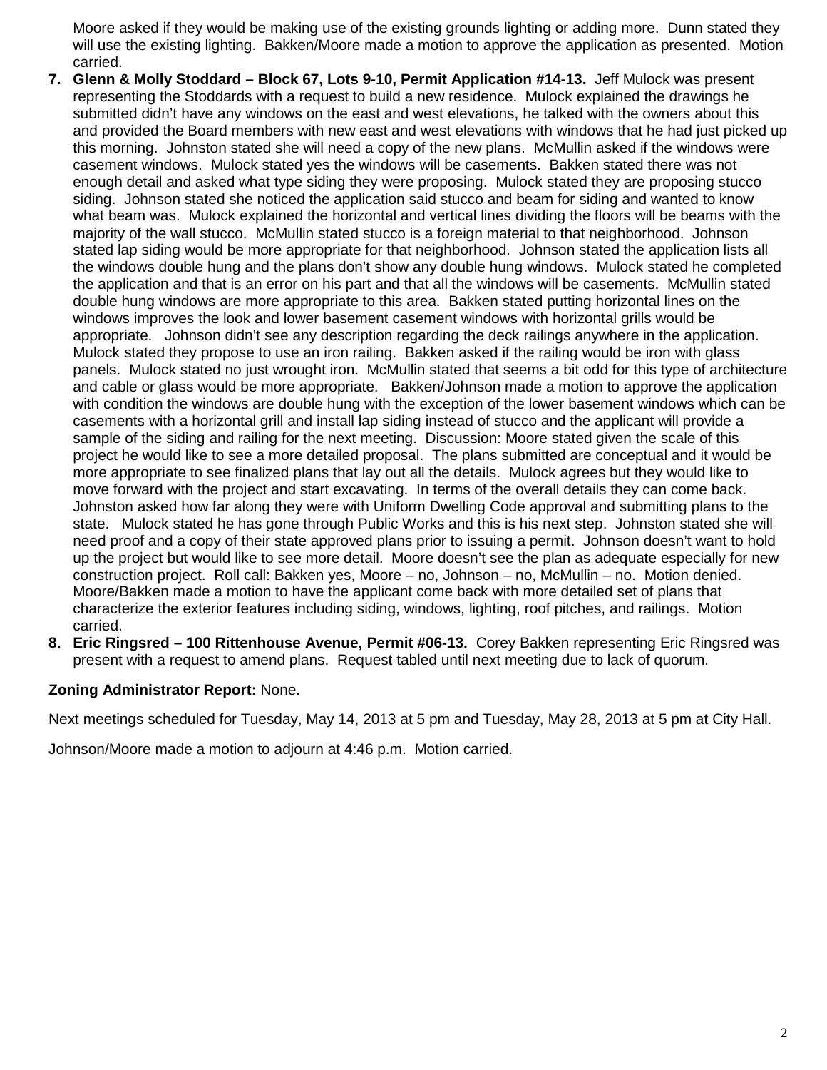Moore asked if they would be making use of the existing grounds lighting or adding more. Dunn stated they will use the existing lighting. Bakken/Moore made a motion to approve the application as presented. Motion carried.

7. **Glenn & Molly Stoddard – Block 67, Lots 9-10, Permit Application #14-13.** Jeff Mulock was present representing the Stoddards with a request to build a new residence. Mulock explained the drawings he submitted didn't have any windows on the east and west elevations, he talked with the owners about this and provided the Board members with new east and west elevations with windows that he had just picked up this morning. Johnston stated she will need a copy of the new plans. McMullin asked if the windows were casement windows. Mulock stated yes the windows will be casements. Bakken stated there was not enough detail and asked what type siding they were proposing. Mulock stated they are proposing stucco siding. Johnson stated she noticed the application said stucco and beam for siding and wanted to know what beam was. Mulock explained the horizontal and vertical lines dividing the floors will be beams with the majority of the wall stucco. McMullin stated stucco is a foreign material to that neighborhood. Johnson stated lap siding would be more appropriate for that neighborhood. Johnson stated the application lists all the windows double hung and the plans don't show any double hung windows. Mulock stated he completed the application and that is an error on his part and that all the windows will be casements. McMullin stated double hung windows are more appropriate to this area. Bakken stated putting horizontal lines on the windows improves the look and lower basement casement windows with horizontal grills would be appropriate. Johnson didn't see any description regarding the deck railings anywhere in the application. Mulock stated they propose to use an iron railing. Bakken asked if the railing would be iron with glass panels. Mulock stated no just wrought iron. McMullin stated that seems a bit odd for this type of architecture and cable or glass would be more appropriate. Bakken/Johnson made a motion to approve the application with condition the windows are double hung with the exception of the lower basement windows which can be casements with a horizontal grill and install lap siding instead of stucco and the applicant will provide a sample of the siding and railing for the next meeting. Discussion: Moore stated given the scale of this project he would like to see a more detailed proposal. The plans submitted are conceptual and it would be more appropriate to see finalized plans that lay out all the details. Mulock agrees but they would like to move forward with the project and start excavating. In terms of the overall details they can come back. Johnston asked how far along they were with Uniform Dwelling Code approval and submitting plans to the state. Mulock stated he has gone through Public Works and this is his next step. Johnston stated she will need proof and a copy of their state approved plans prior to issuing a permit. Johnson doesn't want to hold up the project but would like to see more detail. Moore doesn't see the plan as adequate especially for new construction project. Roll call: Bakken yes, Moore – no, Johnson – no, McMullin – no. Motion denied. Moore/Bakken made a motion to have the applicant come back with more detailed set of plans that characterize the exterior features including siding, windows, lighting, roof pitches, and railings. Motion carried.

8. **Eric Ringsred – 100 Rittenhouse Avenue, Permit #06-13.** Corey Bakken representing Eric Ringsred was present with a request to amend plans. Request tabled until next meeting due to lack of quorum.

**Zoning Administrator Report:** None.

Next meetings scheduled for Tuesday, May 14, 2013 at 5 pm and Tuesday, May 28, 2013 at 5 pm at City Hall.

Johnson/Moore made a motion to adjourn at 4:46 p.m. Motion carried.